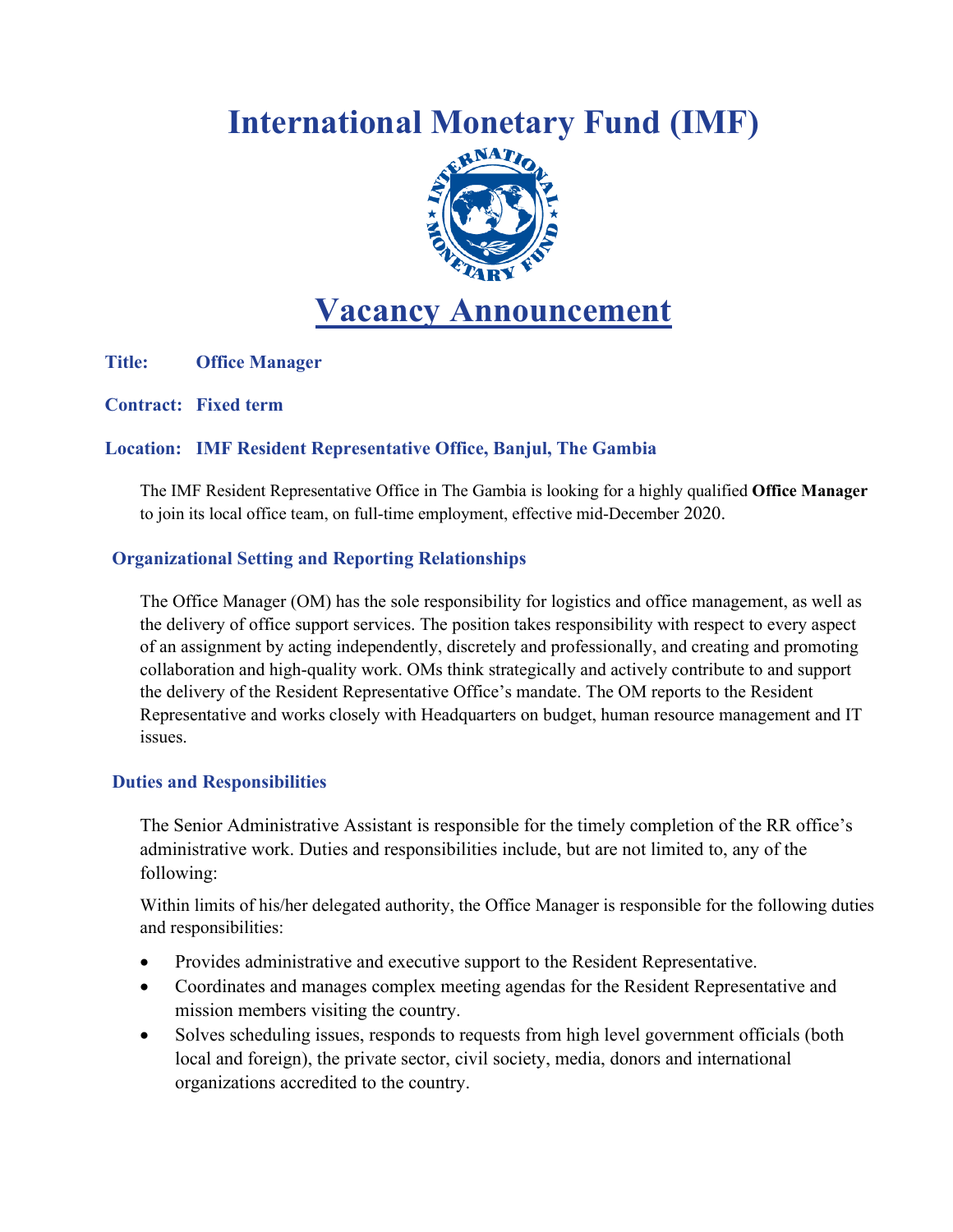# International Monetary Fund (IMF)

# Vacancy Announcement

**Title:** **Office Manager**

**Contract:** **Fixed term**

**Location:** **IMF Resident Representative Office, Banjul, The Gambia**

The IMF Resident Representative Office in The Gambia is looking for a highly qualified **Office Manager** to join its local office team, on full-time employment, effective mid-December 2020.

## Organizational Setting and Reporting Relationships

The Office Manager (OM) has the sole responsibility for logistics and office management, as well as the delivery of office support services. The position takes responsibility with respect to every aspect of an assignment by acting independently, discretely and professionally, and creating and promoting collaboration and high-quality work. OMs think strategically and actively contribute to and support the delivery of the Resident Representative Office's mandate. The OM reports to the Resident Representative and works closely with Headquarters on budget, human resource management and IT issues.

## Duties and Responsibilities

The Senior Administrative Assistant is responsible for the timely completion of the RR office's administrative work. Duties and responsibilities include, but are not limited to, any of the following:

Within limits of his/her delegated authority, the Office Manager is responsible for the following duties and responsibilities:

- Provides administrative and executive support to the Resident Representative.
- Coordinates and manages complex meeting agendas for the Resident Representative and mission members visiting the country.
- Solves scheduling issues, responds to requests from high level government officials (both local and foreign), the private sector, civil society, media, donors and international organizations accredited to the country.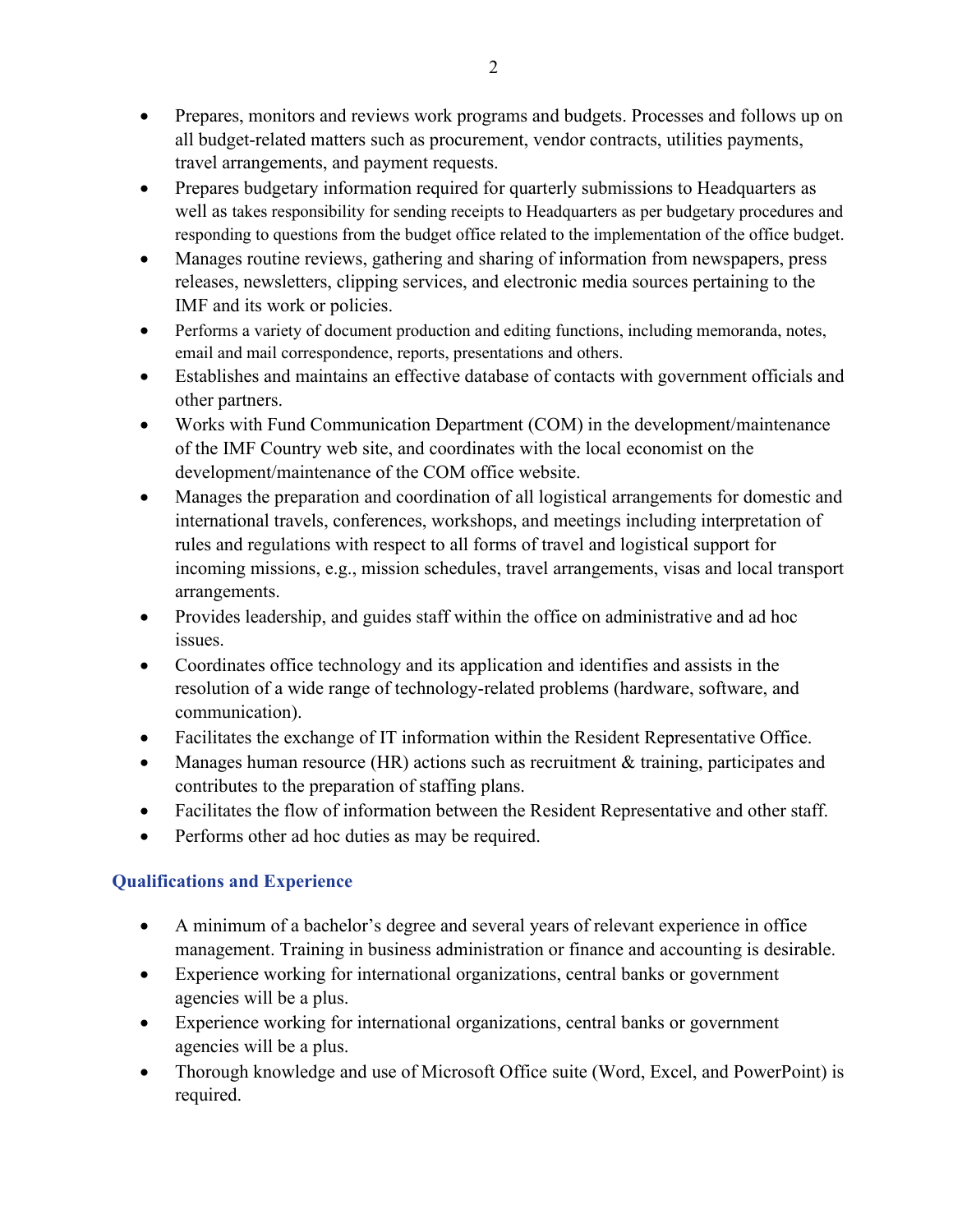- Prepares, monitors and reviews work programs and budgets. Processes and follows up on all budget-related matters such as procurement, vendor contracts, utilities payments, travel arrangements, and payment requests.
- Prepares budgetary information required for quarterly submissions to Headquarters as well as takes responsibility for sending receipts to Headquarters as per budgetary procedures and responding to questions from the budget office related to the implementation of the office budget.
- Manages routine reviews, gathering and sharing of information from newspapers, press releases, newsletters, clipping services, and electronic media sources pertaining to the IMF and its work or policies.
- Performs a variety of document production and editing functions, including memoranda, notes, email and mail correspondence, reports, presentations and others.
- Establishes and maintains an effective database of contacts with government officials and other partners.
- Works with Fund Communication Department (COM) in the development/maintenance of the IMF Country web site, and coordinates with the local economist on the development/maintenance of the COM office website.
- Manages the preparation and coordination of all logistical arrangements for domestic and international travels, conferences, workshops, and meetings including interpretation of rules and regulations with respect to all forms of travel and logistical support for incoming missions, e.g., mission schedules, travel arrangements, visas and local transport arrangements.
- Provides leadership, and guides staff within the office on administrative and ad hoc issues.
- Coordinates office technology and its application and identifies and assists in the resolution of a wide range of technology-related problems (hardware, software, and communication).
- Facilitates the exchange of IT information within the Resident Representative Office.
- Manages human resource (HR) actions such as recruitment & training, participates and contributes to the preparation of staffing plans.
- Facilitates the flow of information between the Resident Representative and other staff.
- Performs other ad hoc duties as may be required.

## Qualifications and Experience

- A minimum of a bachelor's degree and several years of relevant experience in office management. Training in business administration or finance and accounting is desirable.
- Experience working for international organizations, central banks or government agencies will be a plus.
- Experience working for international organizations, central banks or government agencies will be a plus.
- Thorough knowledge and use of Microsoft Office suite (Word, Excel, and PowerPoint) is required.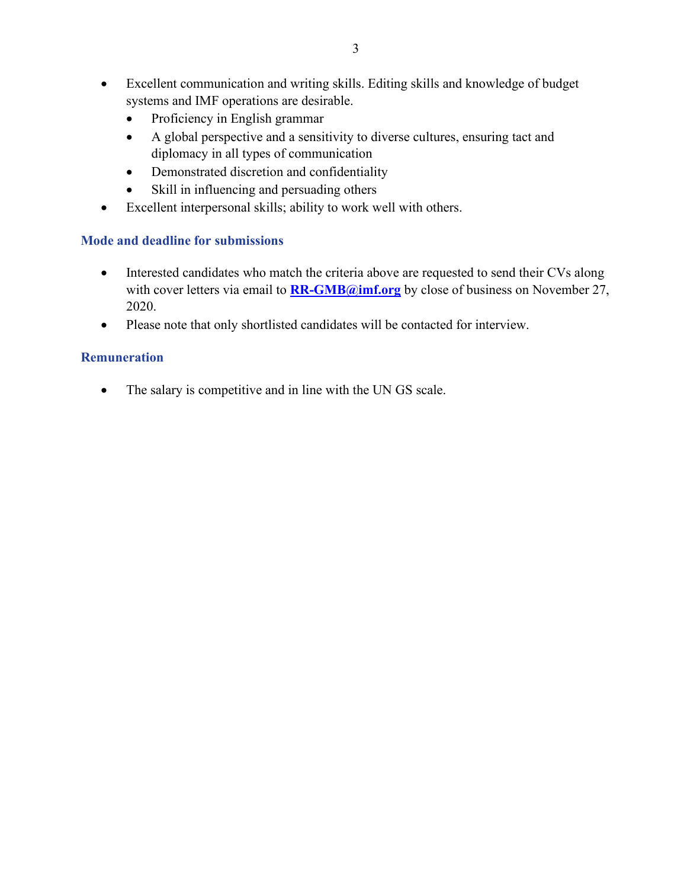- Excellent communication and writing skills. Editing skills and knowledge of budget systems and IMF operations are desirable.
  - Proficiency in English grammar
  - A global perspective and a sensitivity to diverse cultures, ensuring tact and diplomacy in all types of communication
  - Demonstrated discretion and confidentiality
  - Skill in influencing and persuading others
- Excellent interpersonal skills; ability to work well with others.

### Mode and deadline for submissions

- Interested candidates who match the criteria above are requested to send their CVs along with cover letters via email to **RR-GMB@imf.org** by close of business on November 27, 2020.
- Please note that only shortlisted candidates will be contacted for interview.

### Remuneration

- The salary is competitive and in line with the UN GS scale.